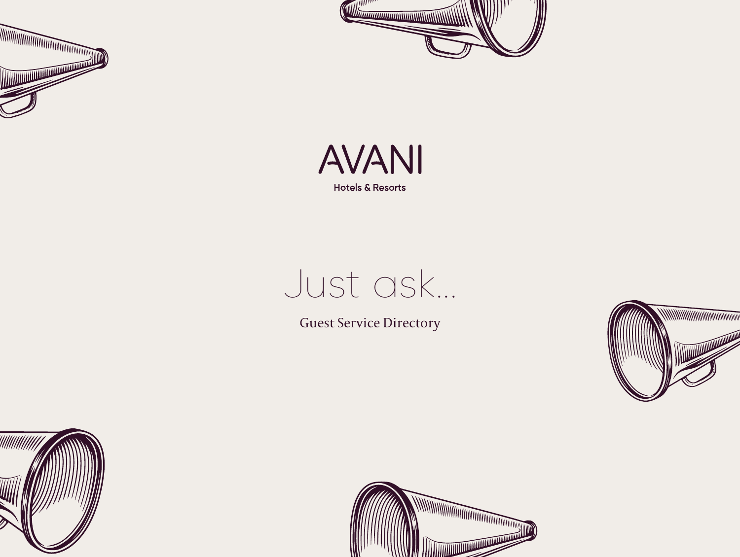# AVANI

Hotels & Resorts

## Just ask...

Guest Service Directory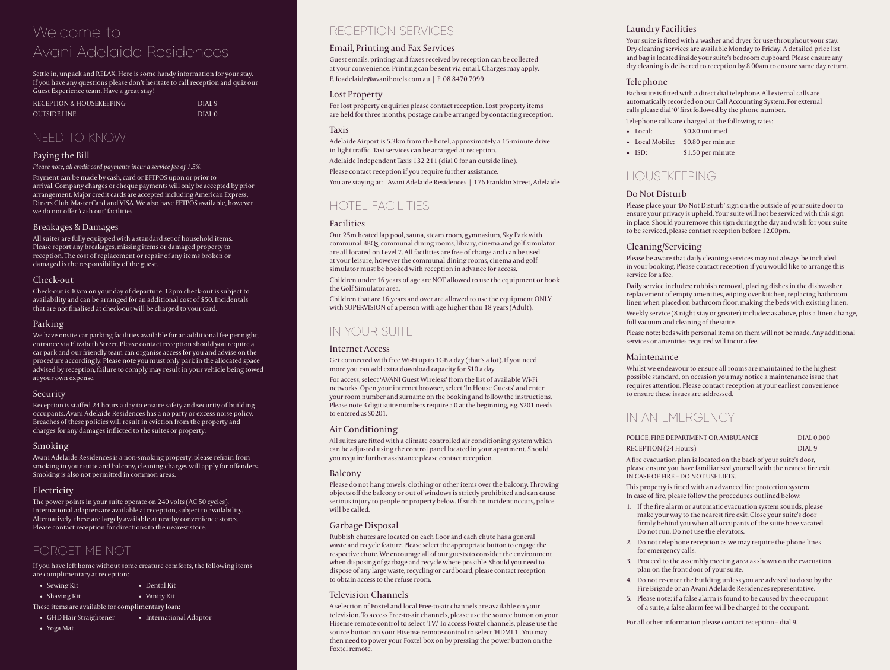# Welcome to Avani Adelaide Residences

Settle in, unpack and RELAX. Here is some handy information for your stay. If you have any questions please don't hesitate to call reception and quiz our Guest Experience team. Have a great stay!

| | |
|---|---|
| RECEPTION & HOUSEKEEPING | DIAL 9 |
| OUTSIDE LINE | DIAL 0 |

## NEED TO KNOW

### Paying the Bill

*Please note, all credit card payments incur a service fee of 1.5%.*

Payment can be made by cash, card or EFTPOS upon or prior to arrival. Company charges or cheque payments will only be accepted by prior arrangement. Major credit cards are accepted including American Express, Diners Club, MasterCard and VISA. We also have EFTPOS available, however we do not offer 'cash out' facilities.

### Breakages & Damages

All suites are fully equipped with a standard set of household items. Please report any breakages, missing items or damaged property to reception. The cost of replacement or repair of any items broken or damaged is the responsibility of the guest.

### Check-out

Check-out is 10am on your day of departure. 12pm check-out is subject to availability and can be arranged for an additional cost of $50. Incidentals that are not finalised at check-out will be charged to your card.

### Parking

We have onsite car parking facilities available for an additional fee per night, entrance via Elizabeth Street. Please contact reception should you require a car park and our friendly team can organise access for you and advise on the procedure accordingly. Please note you must only park in the allocated space advised by reception, failure to comply may result in your vehicle being towed at your own expense.

### Security

Reception is staffed 24 hours a day to ensure safety and security of building occupants. Avani Adelaide Residences has a no party or excess noise policy. Breaches of these policies will result in eviction from the property and charges for any damages inflicted to the suites or property.

### Smoking

Avani Adelaide Residences is a non-smoking property, please refrain from smoking in your suite and balcony, cleaning charges will apply for offenders. Smoking is also not permitted in common areas.

### Electricity

The power points in your suite operate on 240 volts (AC 50 cycles). International adapters are available at reception, subject to availability. Alternatively, these are largely available at nearby convenience stores. Please contact reception for directions to the nearest store.

## FORGET ME NOT

If you have left home without some creature comforts, the following items are complimentary at reception:

- Sewing Kit
- Dental Kit
- Shaving Kit
- Vanity Kit

These items are available for complimentary loan:

- GHD Hair Straightener
- International Adaptor
- Yoga Mat

## RECEPTION SERVICES

### Email, Printing and Fax Services

Guest emails, printing and faxes received by reception can be collected at your convenience. Printing can be sent via email. Charges may apply.

E. foadelaide@avanihotels.com.au | F. 08 8470 7099

### Lost Property

For lost property enquiries please contact reception. Lost property items are held for three months, postage can be arranged by contacting reception.

### Taxis

Adelaide Airport is 5.3km from the hotel, approximately a 15-minute drive in light traffic. Taxi services can be arranged at reception.

Adelaide Independent Taxis 132 211 (dial 0 for an outside line).

Please contact reception if you require further assistance.

You are staying at: Avani Adelaide Residences | 176 Franklin Street, Adelaide

## HOTEL FACILITIES

### Facilities

Our 25m heated lap pool, sauna, steam room, gymnasium, Sky Park with communal BBQs, communal dining rooms, library, cinema and golf simulator are all located on Level 7. All facilities are free of charge and can be used at your leisure, however the communal dining rooms, cinema and golf simulator must be booked with reception in advance for access.

Children under 16 years of age are NOT allowed to use the equipment or book the Golf Simulator area.

Children that are 16 years and over are allowed to use the equipment ONLY with SUPERVISION of a person with age higher than 18 years (Adult).

## IN YOUR SUITE

### Internet Access

Get connected with free Wi-Fi up to 1GB a day (that's a lot). If you need more you can add extra download capacity for $10 a day.

For access, select 'AVANI Guest Wireless' from the list of available Wi-Fi networks. Open your internet browser, select 'In House Guests' and enter your room number and surname on the booking and follow the instructions. Please note 3 digit suite numbers require a 0 at the beginning, e.g. S201 needs to entered as S0201.

### Air Conditioning

All suites are fitted with a climate controlled air conditioning system which can be adjusted using the control panel located in your apartment. Should you require further assistance please contact reception.

### Balcony

Please do not hang towels, clothing or other items over the balcony. Throwing objects off the balcony or out of windows is strictly prohibited and can cause serious injury to people or property below. If such an incident occurs, police will be called.

### Garbage Disposal

Rubbish chutes are located on each floor and each chute has a general waste and recycle feature. Please select the appropriate button to engage the respective chute. We encourage all of our guests to consider the environment when disposing of garbage and recycle where possible. Should you need to dispose of any large waste, recycling or cardboard, please contact reception to obtain access to the refuse room.

### Television Channels

A selection of Foxtel and local Free-to-air channels are available on your television. To access Free-to-air channels, please use the source button on your Hisense remote control to select 'TV.' To access Foxtel channels, please use the source button on your Hisense remote control to select 'HDMI 1'. You may then need to power your Foxtel box on by pressing the power button on the Foxtel remote.

### Laundry Facilities

Your suite is fitted with a washer and dryer for use throughout your stay. Dry cleaning services are available Monday to Friday. A detailed price list and bag is located inside your suite's bedroom cupboard. Please ensure any dry cleaning is delivered to reception by 8.00am to ensure same day return.

### Telephone

Each suite is fitted with a direct dial telephone. All external calls are automatically recorded on our Call Accounting System. For external calls please dial '0' first followed by the phone number.

Telephone calls are charged at the following rates:

- Local: $0.80 untimed
- Local Mobile: $0.80 per minute
- ISD: $1.50 per minute

## HOUSEKEEPING

### Do Not Disturb

Please place your 'Do Not Disturb' sign on the outside of your suite door to ensure your privacy is upheld. Your suite will not be serviced with this sign in place. Should you remove this sign during the day and wish for your suite to be serviced, please contact reception before 12.00pm.

### Cleaning/Servicing

Please be aware that daily cleaning services may not always be included in your booking. Please contact reception if you would like to arrange this service for a fee.

Daily service includes: rubbish removal, placing dishes in the dishwasher, replacement of empty amenities, wiping over kitchen, replacing bathroom linen when placed on bathroom floor, making the beds with existing linen.

Weekly service (8 night stay or greater) includes: as above, plus a linen change, full vacuum and cleaning of the suite.

Please note: beds with personal items on them will not be made. Any additional services or amenities required will incur a fee.

### Maintenance

Whilst we endeavour to ensure all rooms are maintained to the highest possible standard, on occasion you may notice a maintenance issue that requires attention. Please contact reception at your earliest convenience to ensure these issues are addressed.

## IN AN EMERGENCY

| | |
|---|---|
| POLICE, FIRE DEPARTMENT OR AMBULANCE | DIAL 0,000 |
| RECEPTION (24 Hours) | DIAL 9 |

A fire evacuation plan is located on the back of your suite's door, please ensure you have familiarised yourself with the nearest fire exit. IN CASE OF FIRE – DO NOT USE LIFTS.

This property is fitted with an advanced fire protection system. In case of fire, please follow the procedures outlined below:

1. If the fire alarm or automatic evacuation system sounds, please make your way to the nearest fire exit. Close your suite's door firmly behind you when all occupants of the suite have vacated. Do not run. Do not use the elevators.
2. Do not telephone reception as we may require the phone lines for emergency calls.
3. Proceed to the assembly meeting area as shown on the evacuation plan on the front door of your suite.
4. Do not re-enter the building unless you are advised to do so by the Fire Brigade or an Avani Adelaide Residences representative.
5. Please note: if a false alarm is found to be caused by the occupant of a suite, a false alarm fee will be charged to the occupant.

For all other information please contact reception – dial 9.